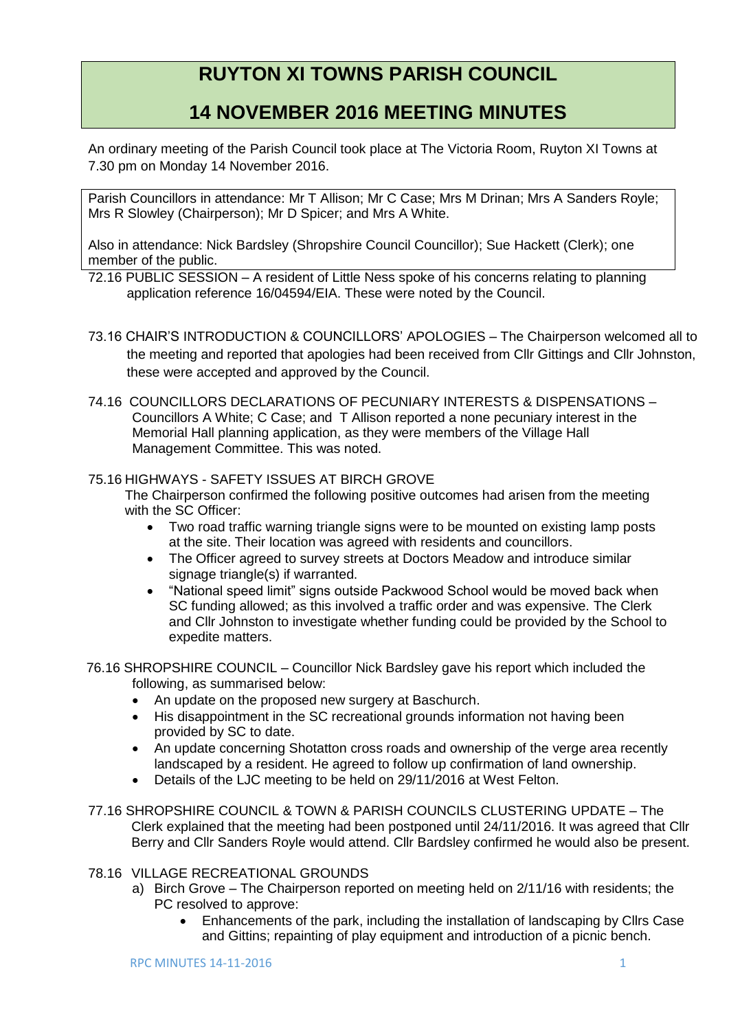# RUYTON XI TOWNS PARISH COUNCIL

## 14 NOVEMBER 2016 MEETING MINUTES

An ordinary meeting of the Parish Council took place at The Victoria Room, Ruyton XI Towns at 7.30 pm on Monday 14 November 2016.

Parish Councillors in attendance: Mr T Allison; Mr C Case; Mrs M Drinan; Mrs A Sanders Royle; Mrs R Slowley (Chairperson); Mr D Spicer; and Mrs A White.

Also in attendance: Nick Bardsley (Shropshire Council Councillor); Sue Hackett (Clerk); one member of the public.

72.16 PUBLIC SESSION – A resident of Little Ness spoke of his concerns relating to planning application reference 16/04594/EIA. These were noted by the Council.

73.16 CHAIR'S INTRODUCTION & COUNCILLORS' APOLOGIES – The Chairperson welcomed all to the meeting and reported that apologies had been received from Cllr Gittings and Cllr Johnston, these were accepted and approved by the Council.

74.16 COUNCILLORS DECLARATIONS OF PECUNIARY INTERESTS & DISPENSATIONS – Councillors A White; C Case; and T Allison reported a none pecuniary interest in the Memorial Hall planning application, as they were members of the Village Hall Management Committee. This was noted.

75.16 HIGHWAYS - SAFETY ISSUES AT BIRCH GROVE

The Chairperson confirmed the following positive outcomes had arisen from the meeting with the SC Officer:

- Two road traffic warning triangle signs were to be mounted on existing lamp posts at the site. Their location was agreed with residents and councillors.
- The Officer agreed to survey streets at Doctors Meadow and introduce similar signage triangle(s) if warranted.
- "National speed limit" signs outside Packwood School would be moved back when SC funding allowed; as this involved a traffic order and was expensive. The Clerk and Cllr Johnston to investigate whether funding could be provided by the School to expedite matters.

76.16 SHROPSHIRE COUNCIL – Councillor Nick Bardsley gave his report which included the following, as summarised below:

- An update on the proposed new surgery at Baschurch.
- His disappointment in the SC recreational grounds information not having been provided by SC to date.
- An update concerning Shotatton cross roads and ownership of the verge area recently landscaped by a resident. He agreed to follow up confirmation of land ownership.
- Details of the LJC meeting to be held on 29/11/2016 at West Felton.

77.16 SHROPSHIRE COUNCIL & TOWN & PARISH COUNCILS CLUSTERING UPDATE – The Clerk explained that the meeting had been postponed until 24/11/2016. It was agreed that Cllr Berry and Cllr Sanders Royle would attend. Cllr Bardsley confirmed he would also be present.

78.16 VILLAGE RECREATIONAL GROUNDS

a) Birch Grove – The Chairperson reported on meeting held on 2/11/16 with residents; the PC resolved to approve:
   - Enhancements of the park, including the installation of landscaping by Cllrs Case and Gittins; repainting of play equipment and introduction of a picnic bench.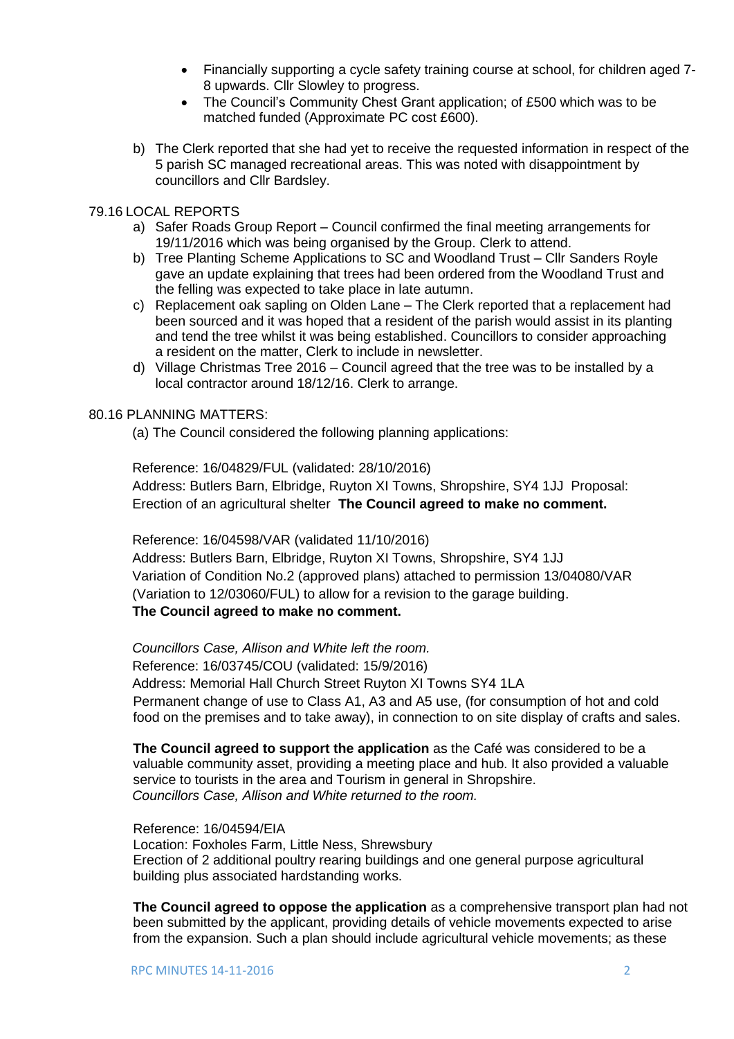- Financially supporting a cycle safety training course at school, for children aged 7-8 upwards. Cllr Slowley to progress.
- The Council's Community Chest Grant application; of £500 which was to be matched funded (Approximate PC cost £600).

b) The Clerk reported that she had yet to receive the requested information in respect of the 5 parish SC managed recreational areas. This was noted with disappointment by councillors and Cllr Bardsley.

79.16 LOCAL REPORTS

a) Safer Roads Group Report – Council confirmed the final meeting arrangements for 19/11/2016 which was being organised by the Group. Clerk to attend.

b) Tree Planting Scheme Applications to SC and Woodland Trust – Cllr Sanders Royle gave an update explaining that trees had been ordered from the Woodland Trust and the felling was expected to take place in late autumn.

c) Replacement oak sapling on Olden Lane – The Clerk reported that a replacement had been sourced and it was hoped that a resident of the parish would assist in its planting and tend the tree whilst it was being established. Councillors to consider approaching a resident on the matter, Clerk to include in newsletter.

d) Village Christmas Tree 2016 – Council agreed that the tree was to be installed by a local contractor around 18/12/16. Clerk to arrange.

80.16 PLANNING MATTERS:

(a) The Council considered the following planning applications:

Reference: 16/04829/FUL (validated: 28/10/2016)
Address: Butlers Barn, Elbridge, Ruyton XI Towns, Shropshire, SY4 1JJ Proposal: Erection of an agricultural shelter **The Council agreed to make no comment.**

Reference: 16/04598/VAR (validated 11/10/2016)
Address: Butlers Barn, Elbridge, Ruyton XI Towns, Shropshire, SY4 1JJ
Variation of Condition No.2 (approved plans) attached to permission 13/04080/VAR (Variation to 12/03060/FUL) to allow for a revision to the garage building.
**The Council agreed to make no comment.**

*Councillors Case, Allison and White left the room.*
Reference: 16/03745/COU (validated: 15/9/2016)
Address: Memorial Hall Church Street Ruyton XI Towns SY4 1LA
Permanent change of use to Class A1, A3 and A5 use, (for consumption of hot and cold food on the premises and to take away), in connection to on site display of crafts and sales.

**The Council agreed to support the application** as the Café was considered to be a valuable community asset, providing a meeting place and hub. It also provided a valuable service to tourists in the area and Tourism in general in Shropshire.
*Councillors Case, Allison and White returned to the room.*

Reference: 16/04594/EIA
Location: Foxholes Farm, Little Ness, Shrewsbury
Erection of 2 additional poultry rearing buildings and one general purpose agricultural building plus associated hardstanding works.

**The Council agreed to oppose the application** as a comprehensive transport plan had not been submitted by the applicant, providing details of vehicle movements expected to arise from the expansion. Such a plan should include agricultural vehicle movements; as these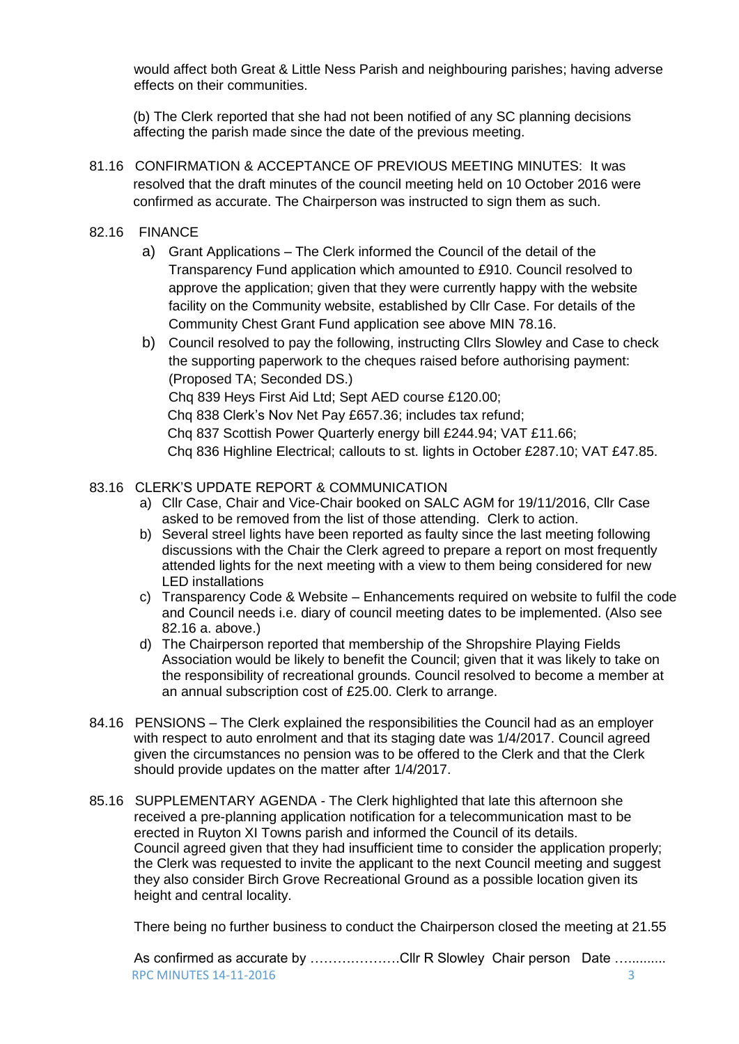would affect both Great & Little Ness Parish and neighbouring parishes; having adverse effects on their communities.

(b) The Clerk reported that she had not been notified of any SC planning decisions affecting the parish made since the date of the previous meeting.

81.16 CONFIRMATION & ACCEPTANCE OF PREVIOUS MEETING MINUTES: It was resolved that the draft minutes of the council meeting held on 10 October 2016 were confirmed as accurate. The Chairperson was instructed to sign them as such.

82.16 FINANCE

a) Grant Applications – The Clerk informed the Council of the detail of the Transparency Fund application which amounted to £910. Council resolved to approve the application; given that they were currently happy with the website facility on the Community website, established by Cllr Case. For details of the Community Chest Grant Fund application see above MIN 78.16.

b) Council resolved to pay the following, instructing Cllrs Slowley and Case to check the supporting paperwork to the cheques raised before authorising payment: (Proposed TA; Seconded DS.)
Chq 839 Heys First Aid Ltd; Sept AED course £120.00;
Chq 838 Clerk's Nov Net Pay £657.36; includes tax refund;
Chq 837 Scottish Power Quarterly energy bill £244.94; VAT £11.66;
Chq 836 Highline Electrical; callouts to st. lights in October £287.10; VAT £47.85.

83.16 CLERK'S UPDATE REPORT & COMMUNICATION

a) Cllr Case, Chair and Vice-Chair booked on SALC AGM for 19/11/2016, Cllr Case asked to be removed from the list of those attending. Clerk to action.
b) Several streel lights have been reported as faulty since the last meeting following discussions with the Chair the Clerk agreed to prepare a report on most frequently attended lights for the next meeting with a view to them being considered for new LED installations
c) Transparency Code & Website – Enhancements required on website to fulfil the code and Council needs i.e. diary of council meeting dates to be implemented. (Also see 82.16 a. above.)
d) The Chairperson reported that membership of the Shropshire Playing Fields Association would be likely to benefit the Council; given that it was likely to take on the responsibility of recreational grounds. Council resolved to become a member at an annual subscription cost of £25.00. Clerk to arrange.

84.16 PENSIONS – The Clerk explained the responsibilities the Council had as an employer with respect to auto enrolment and that its staging date was 1/4/2017. Council agreed given the circumstances no pension was to be offered to the Clerk and that the Clerk should provide updates on the matter after 1/4/2017.

85.16 SUPPLEMENTARY AGENDA - The Clerk highlighted that late this afternoon she received a pre-planning application notification for a telecommunication mast to be erected in Ruyton XI Towns parish and informed the Council of its details.
Council agreed given that they had insufficient time to consider the application properly; the Clerk was requested to invite the applicant to the next Council meeting and suggest they also consider Birch Grove Recreational Ground as a possible location given its height and central locality.

There being no further business to conduct the Chairperson closed the meeting at 21.55

As confirmed as accurate by ………………….Cllr R Slowley Chair person Date …..........